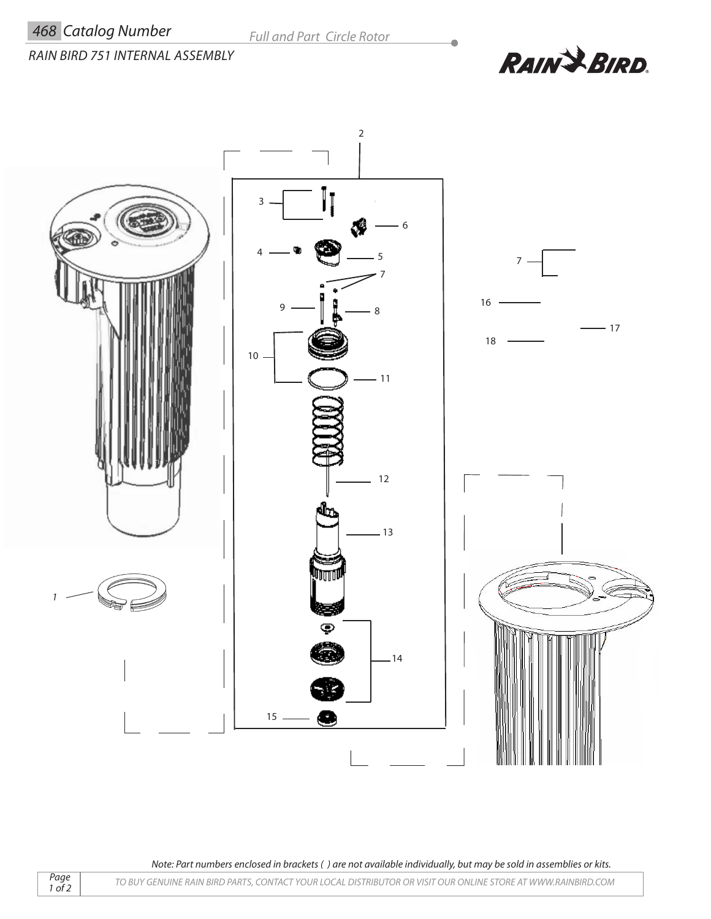# 468 Catalog Number

Full and Part Circle Rotor

## RAIN BIRD 751 INTERNAL ASSEMBLY

RAIN BIRD

2

3

6

4

5

7

9

8

10

11

12

13

14

15

1

7

16

17

18

*Note: Part numbers enclosed in brackets ( ) are not available individually, but may be sold in assemblies or kits.*

TO BUY GENUINE RAIN BIRD PARTS, CONTACT YOUR LOCAL DISTRIBUTOR OR VISIT OUR ONLINE STORE AT WWW.RAINBIRD.COM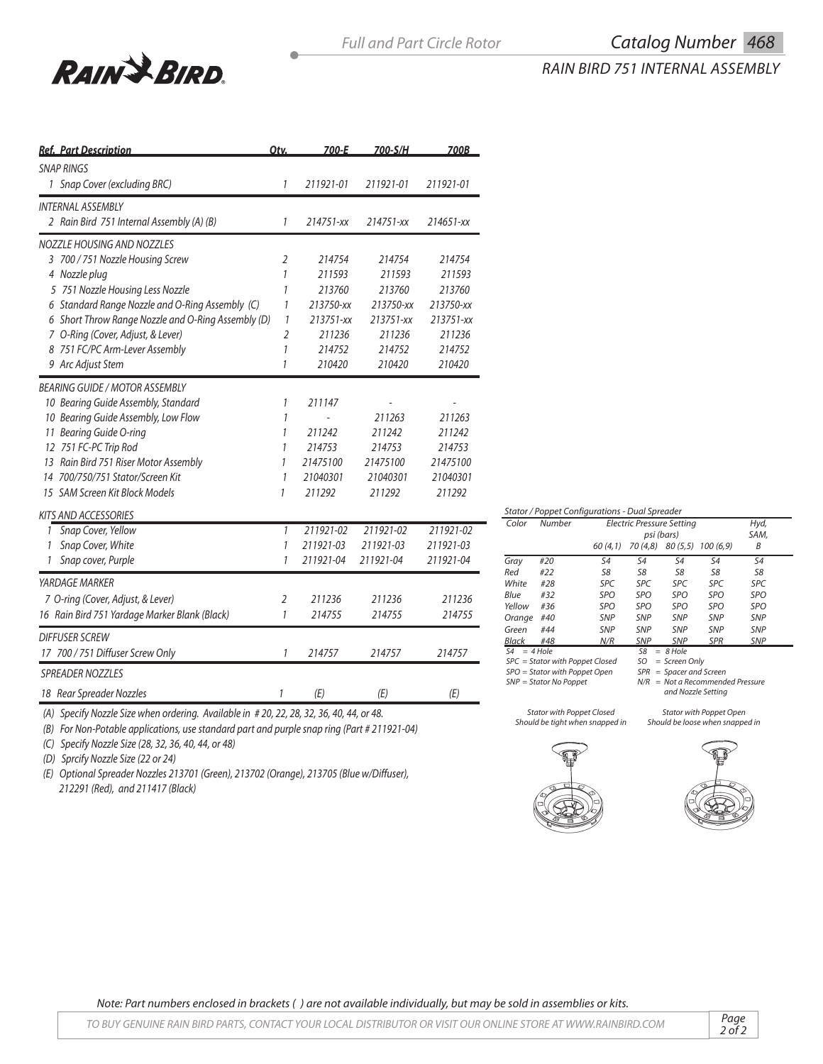## Full and Part Circle Rotor — Catalog Number 468

### RAIN BIRD 751 INTERNAL ASSEMBLY

| Ref. Part Description | Qty. | 700-E | 700-S/H | 700B |
|---|---|---|---|---|
| *SNAP RINGS* | | | | |
| 1 Snap Cover (excluding BRC) | 1 | 211921-01 | 211921-01 | 211921-01 |
| *INTERNAL ASSEMBLY* | | | | |
| 2 Rain Bird 751 Internal Assembly (A) (B) | 1 | 214751-xx | 214751-xx | 214651-xx |
| *NOZZLE HOUSING AND NOZZLES* | | | | |
| 3 700 / 751 Nozzle Housing Screw | 2 | 214754 | 214754 | 214754 |
| 4 Nozzle plug | 1 | 211593 | 211593 | 211593 |
| 5 751 Nozzle Housing Less Nozzle | 1 | 213760 | 213760 | 213760 |
| 6 Standard Range Nozzle and O-Ring Assembly (C) | 1 | 213750-xx | 213750-xx | 213750-xx |
| 6 Short Throw Range Nozzle and O-Ring Assembly (D) | 1 | 213751-xx | 213751-xx | 213751-xx |
| 7 O-Ring (Cover, Adjust, & Lever) | 2 | 211236 | 211236 | 211236 |
| 8 751 FC/PC Arm-Lever Assembly | 1 | 214752 | 214752 | 214752 |
| 9 Arc Adjust Stem | 1 | 210420 | 210420 | 210420 |
| *BEARING GUIDE / MOTOR ASSEMBLY* | | | | |
| 10 Bearing Guide Assembly, Standard | 1 | 211147 | - | - |
| 10 Bearing Guide Assembly, Low Flow | 1 | - | 211263 | 211263 |
| 11 Bearing Guide O-ring | 1 | 211242 | 211242 | 211242 |
| 12 751 FC-PC Trip Rod | 1 | 214753 | 214753 | 214753 |
| 13 Rain Bird 751 Riser Motor Assembly | 1 | 21475100 | 21475100 | 21475100 |
| 14 700/750/751 Stator/Screen Kit | 1 | 21040301 | 21040301 | 21040301 |
| 15 SAM Screen Kit Block Models | 1 | 211292 | 211292 | 211292 |
| *KITS AND ACCESSORIES* | | | | |
| 1 Snap Cover, Yellow | 1 | 211921-02 | 211921-02 | 211921-02 |
| 1 Snap Cover, White | 1 | 211921-03 | 211921-03 | 211921-03 |
| 1 Snap cover, Purple | 1 | 211921-04 | 211921-04 | 211921-04 |
| *YARDAGE MARKER* | | | | |
| 7 O-ring (Cover, Adjust, & Lever) | 2 | 211236 | 211236 | 211236 |
| 16 Rain Bird 751 Yardage Marker Blank (Black) | 1 | 214755 | 214755 | 214755 |
| *DIFFUSER SCREW* | | | | |
| 17 700 / 751 Diffuser Screw Only | 1 | 214757 | 214757 | 214757 |
| *SPREADER NOZZLES* | | | | |
| 18 Rear Spreader Nozzles | 1 | (E) | (E) | (E) |

*(A) Specify Nozzle Size when ordering. Available in # 20, 22, 28, 32, 36, 40, 44, or 48.*

*(B) For Non-Potable applications, use standard part and purple snap ring (Part # 211921-04)*

*(C) Specify Nozzle Size (28, 32, 36, 40, 44, or 48)*

*(D) Sprcify Nozzle Size (22 or 24)*

*(E) Optional Spreader Nozzles 213701 (Green), 213702 (Orange), 213705 (Blue w/Diffuser), 212291 (Red), and 211417 (Black)*

*Stator / Poppet Configurations - Dual Spreader*

| Color | Number | Electric Pressure Setting psi (bars) 60 (4,1) | 70 (4,8) | 80 (5,5) | 100 (6,9) | Hyd, SAM, B |
|---|---|---|---|---|---|---|
| Gray | #20 | S4 | S4 | S4 | S4 | S4 |
| Red | #22 | S8 | S8 | S8 | S8 | S8 |
| White | #28 | SPC | SPC | SPC | SPC | SPC |
| Blue | #32 | SPO | SPO | SPO | SPO | SPO |
| Yellow | #36 | SPO | SPO | SPO | SPO | SPO |
| Orange | #40 | SNP | SNP | SNP | SNP | SNP |
| Green | #44 | SNP | SNP | SNP | SNP | SNP |
| Black | #48 | N/R | SNP | SNP | SPR | SNP |

S4 = 4 Hole
SPC = Stator with Poppet Closed
SPO = Stator with Poppet Open
SNP = Stator No Poppet
S8 = 8 Hole
SO = Screen Only
SPR = Spacer and Screen
N/R = Not a Recommended Pressure and Nozzle Setting

Stator with Poppet Closed
Should be tight when snapped in

Stator with Poppet Open
Should be loose when snapped in

*Note: Part numbers enclosed in brackets ( ) are not available individually, but may be sold in assemblies or kits.*

TO BUY GENUINE RAIN BIRD PARTS, CONTACT YOUR LOCAL DISTRIBUTOR OR VISIT OUR ONLINE STORE AT WWW.RAINBIRD.COM